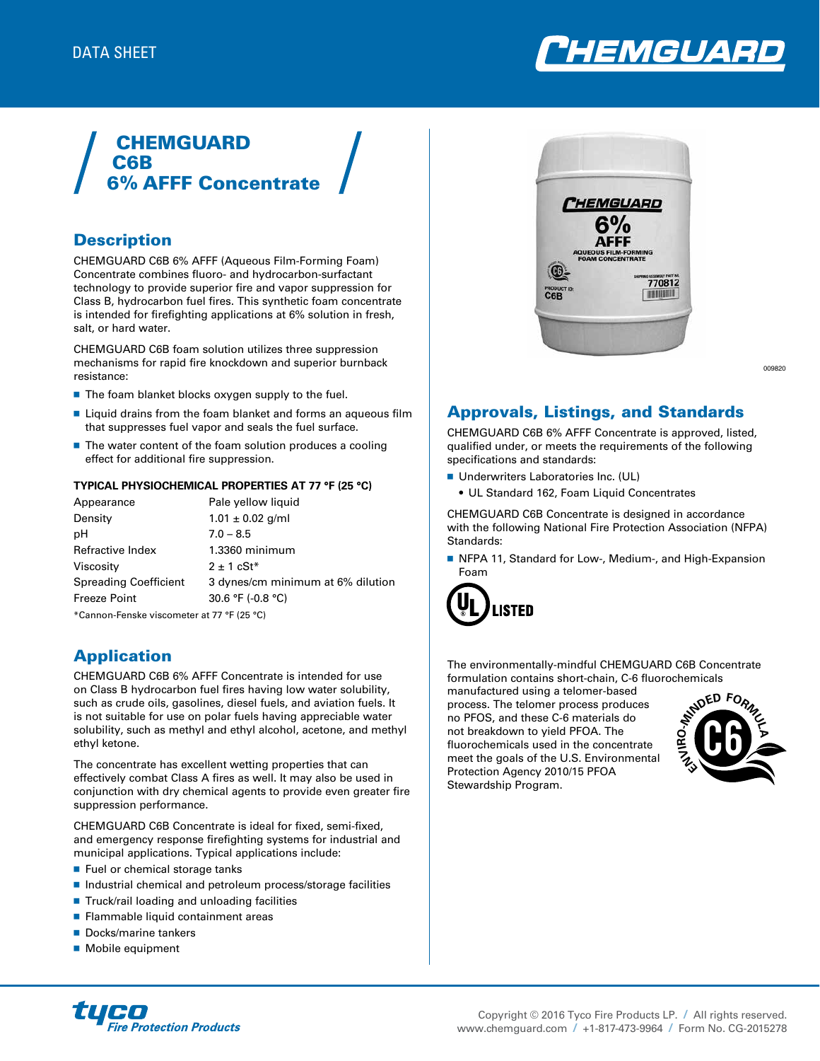DATA SHEET

# CHEMGUARD C6B 6% AFFF Concentrate

## Description

CHEMGUARD C6B 6% AFFF (Aqueous Film-Forming Foam) Concentrate combines fluoro- and hydrocarbon-surfactant technology to provide superior fire and vapor suppression for Class B, hydrocarbon fuel fires. This synthetic foam concentrate is intended for firefighting applications at 6% solution in fresh, salt, or hard water.

CHEMGUARD C6B foam solution utilizes three suppression mechanisms for rapid fire knockdown and superior burnback resistance:

- The foam blanket blocks oxygen supply to the fuel.
- Liquid drains from the foam blanket and forms an aqueous film that suppresses fuel vapor and seals the fuel surface.
- The water content of the foam solution produces a cooling effect for additional fire suppression.

**TYPICAL PHYSIOCHEMICAL PROPERTIES AT 77 °F (25 °C)**

| Property | Value |
| --- | --- |
| Appearance | Pale yellow liquid |
| Density | 1.01 ± 0.02 g/ml |
| pH | 7.0 – 8.5 |
| Refractive Index | 1.3360 minimum |
| Viscosity | 2 ± 1 cSt* |
| Spreading Coefficient | 3 dynes/cm minimum at 6% dilution |
| Freeze Point | 30.6 °F (-0.8 °C) |

*Cannon-Fenske viscometer at 77 °F (25 °C)

## Application

CHEMGUARD C6B 6% AFFF Concentrate is intended for use on Class B hydrocarbon fuel fires having low water solubility, such as crude oils, gasolines, diesel fuels, and aviation fuels. It is not suitable for use on polar fuels having appreciable water solubility, such as methyl and ethyl alcohol, acetone, and methyl ethyl ketone.

The concentrate has excellent wetting properties that can effectively combat Class A fires as well. It may also be used in conjunction with dry chemical agents to provide even greater fire suppression performance.

CHEMGUARD C6B Concentrate is ideal for fixed, semi-fixed, and emergency response firefighting systems for industrial and municipal applications. Typical applications include:

- Fuel or chemical storage tanks
- Industrial chemical and petroleum process/storage facilities
- Truck/rail loading and unloading facilities
- Flammable liquid containment areas
- Docks/marine tankers
- Mobile equipment

009820

## Approvals, Listings, and Standards

CHEMGUARD C6B 6% AFFF Concentrate is approved, listed, qualified under, or meets the requirements of the following specifications and standards:

- Underwriters Laboratories Inc. (UL)
  - UL Standard 162, Foam Liquid Concentrates

CHEMGUARD C6B Concentrate is designed in accordance with the following National Fire Protection Association (NFPA) Standards:

- NFPA 11, Standard for Low-, Medium-, and High-Expansion Foam

UL LISTED

The environmentally-mindful CHEMGUARD C6B Concentrate formulation contains short-chain, C-6 fluorochemicals manufactured using a telomer-based process. The telomer process produces no PFOS, and these C-6 materials do not breakdown to yield PFOA. The fluorochemicals used in the concentrate meet the goals of the U.S. Environmental Protection Agency 2010/15 PFOA Stewardship Program.

ENVIRO-MINDED FORMULA C6

Copyright © 2016 Tyco Fire Products LP. / All rights reserved.
www.chemguard.com / +1-817-473-9964 / Form No. CG-2015278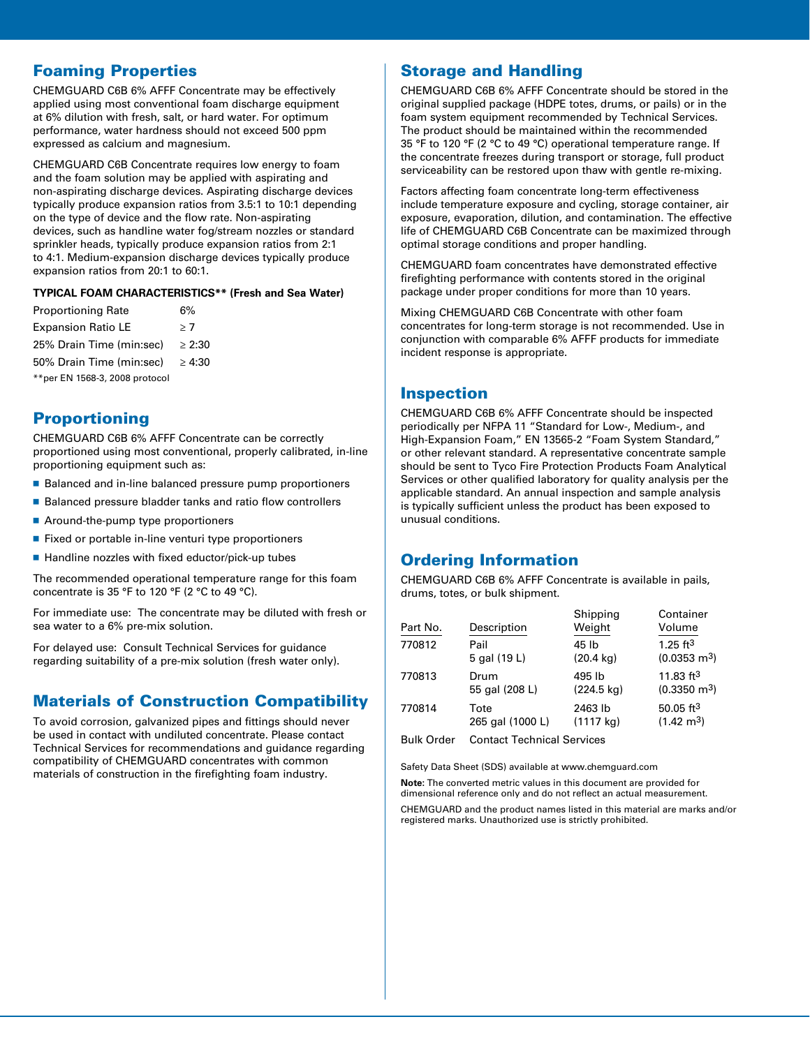## Foaming Properties

CHEMGUARD C6B 6% AFFF Concentrate may be effectively applied using most conventional foam discharge equipment at 6% dilution with fresh, salt, or hard water. For optimum performance, water hardness should not exceed 500 ppm expressed as calcium and magnesium.

CHEMGUARD C6B Concentrate requires low energy to foam and the foam solution may be applied with aspirating and non-aspirating discharge devices. Aspirating discharge devices typically produce expansion ratios from 3.5:1 to 10:1 depending on the type of device and the flow rate. Non-aspirating devices, such as handline water fog/stream nozzles or standard sprinkler heads, typically produce expansion ratios from 2:1 to 4:1. Medium-expansion discharge devices typically produce expansion ratios from 20:1 to 60:1.

**TYPICAL FOAM CHARACTERISTICS\*\* (Fresh and Sea Water)**

| | |
|---|---|
| Proportioning Rate | 6% |
| Expansion Ratio LE | ≥ 7 |
| 25% Drain Time (min:sec) | ≥ 2:30 |
| 50% Drain Time (min:sec) | ≥ 4:30 |

\*\*per EN 1568-3, 2008 protocol

## Proportioning

CHEMGUARD C6B 6% AFFF Concentrate can be correctly proportioned using most conventional, properly calibrated, in-line proportioning equipment such as:

- Balanced and in-line balanced pressure pump proportioners
- Balanced pressure bladder tanks and ratio flow controllers
- Around-the-pump type proportioners
- Fixed or portable in-line venturi type proportioners
- Handline nozzles with fixed eductor/pick-up tubes

The recommended operational temperature range for this foam concentrate is 35 °F to 120 °F (2 °C to 49 °C).

For immediate use: The concentrate may be diluted with fresh or sea water to a 6% pre-mix solution.

For delayed use: Consult Technical Services for guidance regarding suitability of a pre-mix solution (fresh water only).

## Materials of Construction Compatibility

To avoid corrosion, galvanized pipes and fittings should never be used in contact with undiluted concentrate. Please contact Technical Services for recommendations and guidance regarding compatibility of CHEMGUARD concentrates with common materials of construction in the firefighting foam industry.

## Storage and Handling

CHEMGUARD C6B 6% AFFF Concentrate should be stored in the original supplied package (HDPE totes, drums, or pails) or in the foam system equipment recommended by Technical Services. The product should be maintained within the recommended 35 °F to 120 °F (2 °C to 49 °C) operational temperature range. If the concentrate freezes during transport or storage, full product serviceability can be restored upon thaw with gentle re-mixing.

Factors affecting foam concentrate long-term effectiveness include temperature exposure and cycling, storage container, air exposure, evaporation, dilution, and contamination. The effective life of CHEMGUARD C6B Concentrate can be maximized through optimal storage conditions and proper handling.

CHEMGUARD foam concentrates have demonstrated effective firefighting performance with contents stored in the original package under proper conditions for more than 10 years.

Mixing CHEMGUARD C6B Concentrate with other foam concentrates for long-term storage is not recommended. Use in conjunction with comparable 6% AFFF products for immediate incident response is appropriate.

## Inspection

CHEMGUARD C6B 6% AFFF Concentrate should be inspected periodically per NFPA 11 “Standard for Low-, Medium-, and High-Expansion Foam,” EN 13565-2 “Foam System Standard,” or other relevant standard. A representative concentrate sample should be sent to Tyco Fire Protection Products Foam Analytical Services or other qualified laboratory for quality analysis per the applicable standard. An annual inspection and sample analysis is typically sufficient unless the product has been exposed to unusual conditions.

## Ordering Information

CHEMGUARD C6B 6% AFFF Concentrate is available in pails, drums, totes, or bulk shipment.

| Part No. | Description | Shipping Weight | Container Volume |
|---|---|---|---|
| 770812 | Pail<br>5 gal (19 L) | 45 lb<br>(20.4 kg) | 1.25 $ft^3$<br>(0.0353 $m^3$) |
| 770813 | Drum<br>55 gal (208 L) | 495 lb<br>(224.5 kg) | 11.83 $ft^3$<br>(0.3350 $m^3$) |
| 770814 | Tote<br>265 gal (1000 L) | 2463 lb<br>(1117 kg) | 50.05 $ft^3$<br>(1.42 $m^3$) |
| Bulk Order | Contact Technical Services | | |

Safety Data Sheet (SDS) available at www.chemguard.com

**Note:** The converted metric values in this document are provided for dimensional reference only and do not reflect an actual measurement.

CHEMGUARD and the product names listed in this material are marks and/or registered marks. Unauthorized use is strictly prohibited.